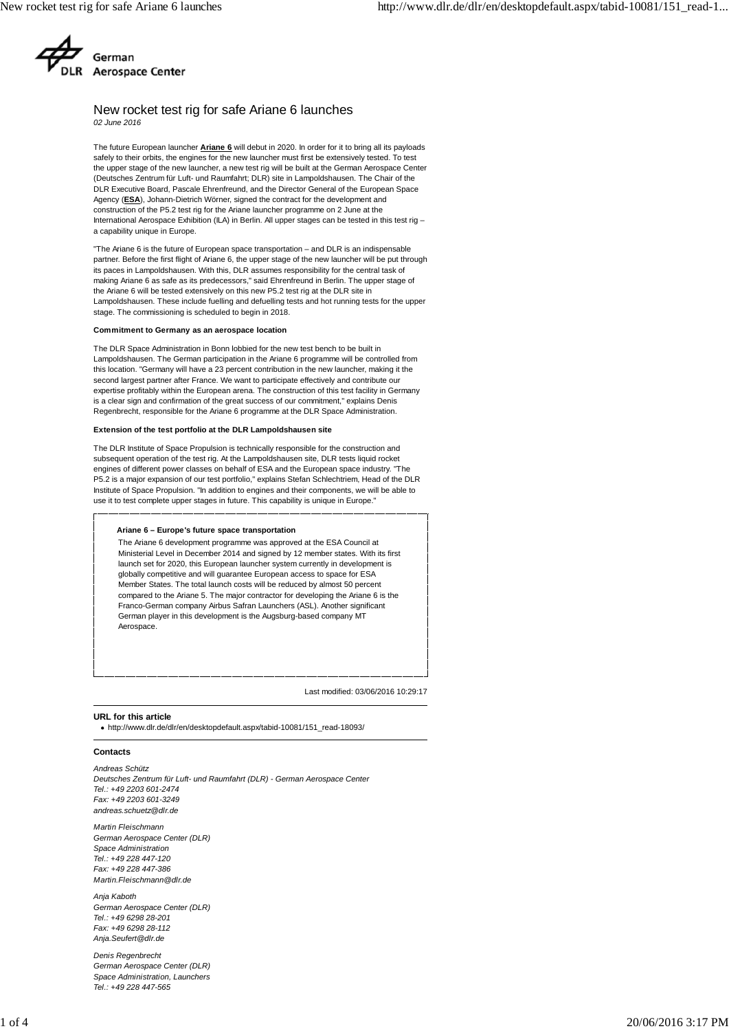German Aerospace Center

# New rocket test rig for safe Ariane 6 launches

*02 June 2016*

The future European launcher **Ariane 6** will debut in 2020. In order for it to bring all its payloads safely to their orbits, the engines for the new launcher must first be extensively tested. To test the upper stage of the new launcher, a new test rig will be built at the German Aerospace Center (Deutsches Zentrum für Luft- und Raumfahrt; DLR) site in Lampoldshausen. The Chair of the DLR Executive Board, Pascale Ehrenfreund, and the Director General of the European Space Agency (**ESA**), Johann-Dietrich Wörner, signed the contract for the development and construction of the P5.2 test rig for the Ariane launcher programme on 2 June at the International Aerospace Exhibition (ILA) in Berlin. All upper stages can be tested in this test rig – a capability unique in Europe.

"The Ariane 6 is the future of European space transportation – and DLR is an indispensable partner. Before the first flight of Ariane 6, the upper stage of the new launcher will be put through its paces in Lampoldshausen. With this, DLR assumes responsibility for the central task of making Ariane 6 as safe as its predecessors," said Ehrenfreund in Berlin. The upper stage of the Ariane 6 will be tested extensively on this new P5.2 test rig at the DLR site in Lampoldshausen. These include fuelling and defuelling tests and hot running tests for the upper stage. The commissioning is scheduled to begin in 2018.

### Commitment to Germany as an aerospace location

The DLR Space Administration in Bonn lobbied for the new test bench to be built in Lampoldshausen. The German participation in the Ariane 6 programme will be controlled from this location. "Germany will have a 23 percent contribution in the new launcher, making it the second largest partner after France. We want to participate effectively and contribute our expertise profitably within the European arena. The construction of this test facility in Germany is a clear sign and confirmation of the great success of our commitment," explains Denis Regenbrecht, responsible for the Ariane 6 programme at the DLR Space Administration.

### Extension of the test portfolio at the DLR Lampoldshausen site

The DLR Institute of Space Propulsion is technically responsible for the construction and subsequent operation of the test rig. At the Lampoldshausen site, DLR tests liquid rocket engines of different power classes on behalf of ESA and the European space industry. "The P5.2 is a major expansion of our test portfolio," explains Stefan Schlechtriem, Head of the DLR Institute of Space Propulsion. "In addition to engines and their components, we will be able to use it to test complete upper stages in future. This capability is unique in Europe."

### Ariane 6 – Europe's future space transportation

The Ariane 6 development programme was approved at the ESA Council at Ministerial Level in December 2014 and signed by 12 member states. With its first launch set for 2020, this European launcher system currently in development is globally competitive and will guarantee European access to space for ESA Member States. The total launch costs will be reduced by almost 50 percent compared to the Ariane 5. The major contractor for developing the Ariane 6 is the Franco-German company Airbus Safran Launchers (ASL). Another significant German player in this development is the Augsburg-based company MT Aerospace.

Last modified: 03/06/2016 10:29:17

### URL for this article

- http://www.dlr.de/dlr/en/desktopdefault.aspx/tabid-10081/151_read-18093/

### Contacts

*Andreas Schütz*
*Deutsches Zentrum für Luft- und Raumfahrt (DLR) - German Aerospace Center*
*Tel.: +49 2203 601-2474*
*Fax: +49 2203 601-3249*
*andreas.schuetz@dlr.de*

*Martin Fleischmann*
*German Aerospace Center (DLR)*
*Space Administration*
*Tel.: +49 228 447-120*
*Fax: +49 228 447-386*
*Martin.Fleischmann@dlr.de*

*Anja Kaboth*
*German Aerospace Center (DLR)*
*Tel.: +49 6298 28-201*
*Fax: +49 6298 28-112*
*Anja.Seufert@dlr.de*

*Denis Regenbrecht*
*German Aerospace Center (DLR)*
*Space Administration, Launchers*
*Tel.: +49 228 447-565*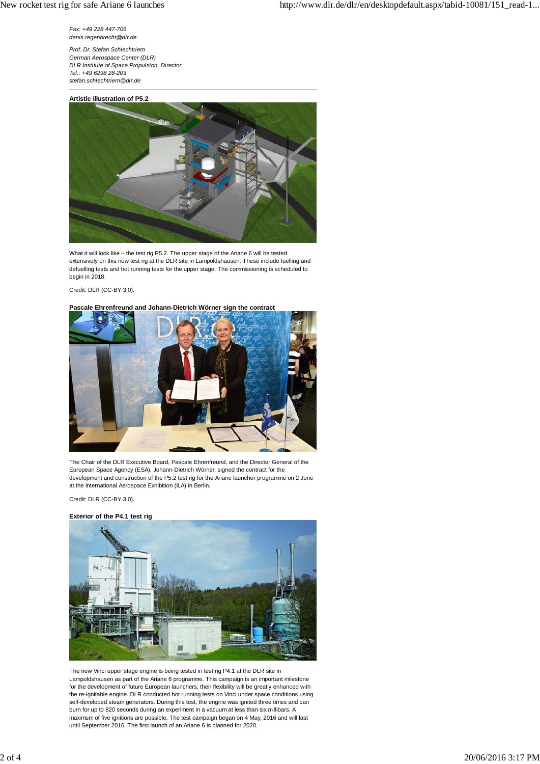*Fax: +49 228 447-706*
*denis.regenbrecht@dlr.de*

*Prof. Dr. Stefan Schlechtriem*
*German Aerospace Center (DLR)*
*DLR Institute of Space Propulsion, Director*
*Tel.: +49 6298 28-203*
*stefan.schlechtriem@dlr.de*

---

**Artistic illustration of P5.2**

What it will look like – the test rig P5.2. The upper stage of the Ariane 6 will be tested extensively on this new test rig at the DLR site in Lampoldshausen. These include fuelling and defuelling tests and hot running tests for the upper stage. The commissioning is scheduled to begin in 2018.

Credit: DLR (CC-BY 3.0).

**Pascale Ehrenfreund and Johann-Dietrich Wörner sign the contract**

The Chair of the DLR Executive Board, Pascale Ehrenfreund, and the Director General of the European Space Agency (ESA), Johann-Dietrich Wörner, signed the contract for the development and construction of the P5.2 test rig for the Ariane launcher programme on 2 June at the International Aerospace Exhibition (ILA) in Berlin.

Credit: DLR (CC-BY 3.0).

**Exterior of the P4.1 test rig**

The new Vinci upper stage engine is being tested in test rig P4.1 at the DLR site in Lampoldshausen as part of the Ariane 6 programme. This campaign is an important milestone for the development of future European launchers; their flexibility will be greatly enhanced with the re-ignitable engine. DLR conducted hot running tests on Vinci under space conditions using self-developed steam generators. During this test, the engine was ignited three times and can burn for up to 820 seconds during an experiment in a vacuum at less than six millibars. A maximum of five ignitions are possible. The test campaign began on 4 May, 2016 and will last until September 2016. The first launch of an Ariane 6 is planned for 2020.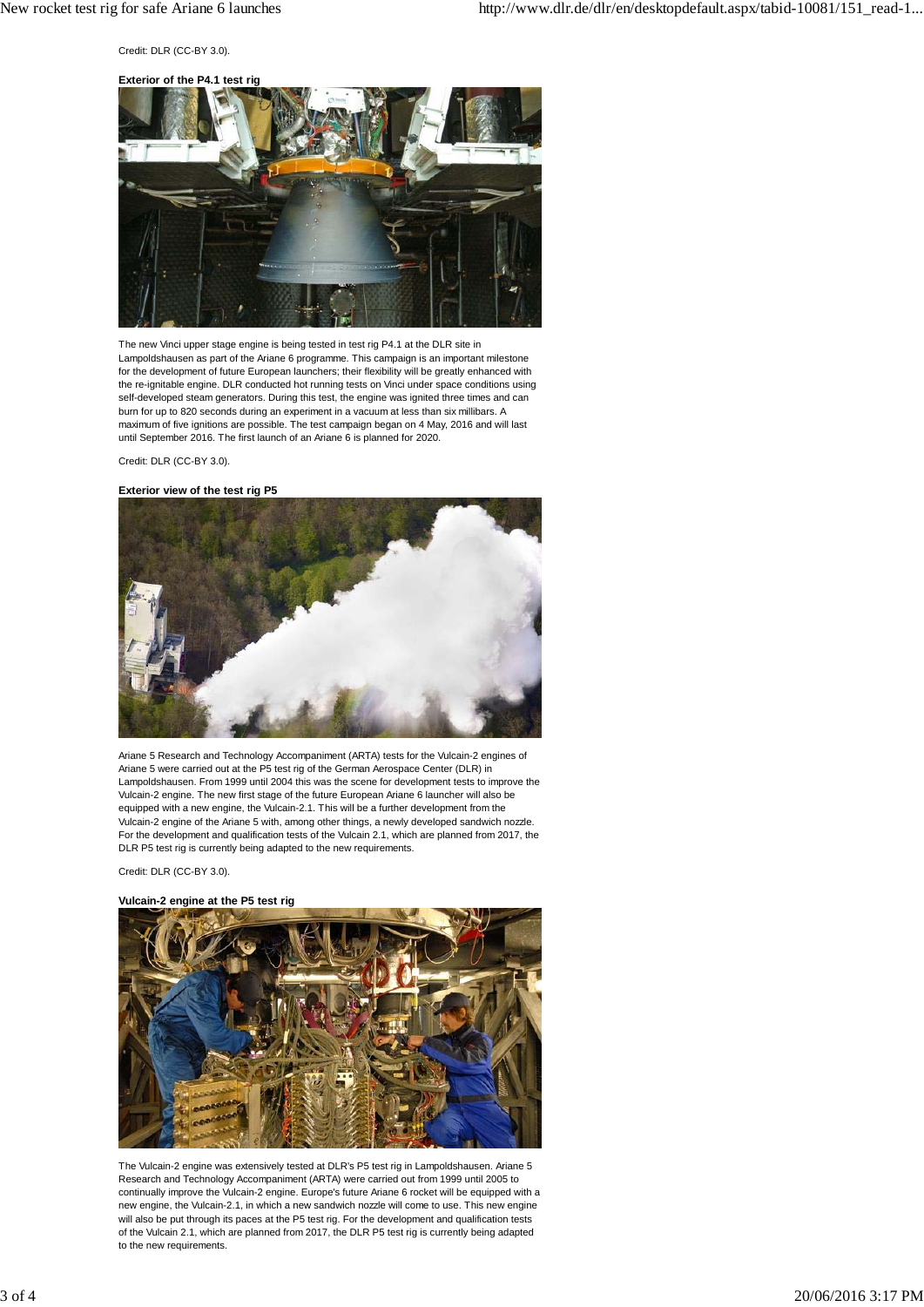Credit: DLR (CC-BY 3.0).

**Exterior of the P4.1 test rig**

The new Vinci upper stage engine is being tested in test rig P4.1 at the DLR site in Lampoldshausen as part of the Ariane 6 programme. This campaign is an important milestone for the development of future European launchers; their flexibility will be greatly enhanced with the re-ignitable engine. DLR conducted hot running tests on Vinci under space conditions using self-developed steam generators. During this test, the engine was ignited three times and can burn for up to 820 seconds during an experiment in a vacuum at less than six millibars. A maximum of five ignitions are possible. The test campaign began on 4 May, 2016 and will last until September 2016. The first launch of an Ariane 6 is planned for 2020.

Credit: DLR (CC-BY 3.0).

**Exterior view of the test rig P5**

Ariane 5 Research and Technology Accompaniment (ARTA) tests for the Vulcain-2 engines of Ariane 5 were carried out at the P5 test rig of the German Aerospace Center (DLR) in Lampoldshausen. From 1999 until 2004 this was the scene for development tests to improve the Vulcain-2 engine. The new first stage of the future European Ariane 6 launcher will also be equipped with a new engine, the Vulcain-2.1. This will be a further development from the Vulcain-2 engine of the Ariane 5 with, among other things, a newly developed sandwich nozzle. For the development and qualification tests of the Vulcain 2.1, which are planned from 2017, the DLR P5 test rig is currently being adapted to the new requirements.

Credit: DLR (CC-BY 3.0).

**Vulcain-2 engine at the P5 test rig**

The Vulcain-2 engine was extensively tested at DLR's P5 test rig in Lampoldshausen. Ariane 5 Research and Technology Accompaniment (ARTA) were carried out from 1999 until 2005 to continually improve the Vulcain-2 engine. Europe's future Ariane 6 rocket will be equipped with a new engine, the Vulcain-2.1, in which a new sandwich nozzle will come to use. This new engine will also be put through its paces at the P5 test rig. For the development and qualification tests of the Vulcain 2.1, which are planned from 2017, the DLR P5 test rig is currently being adapted to the new requirements.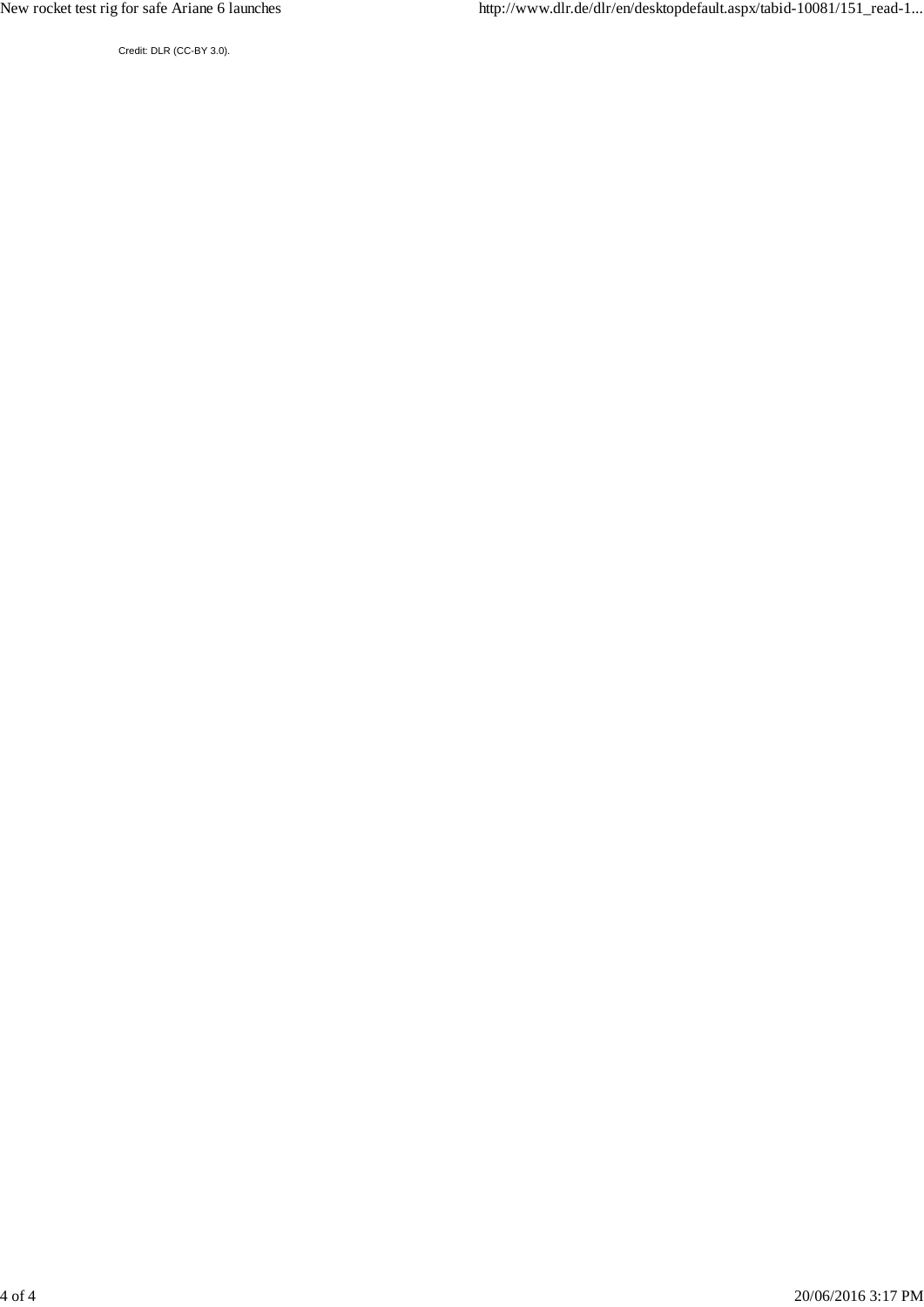Credit: DLR (CC-BY 3.0).